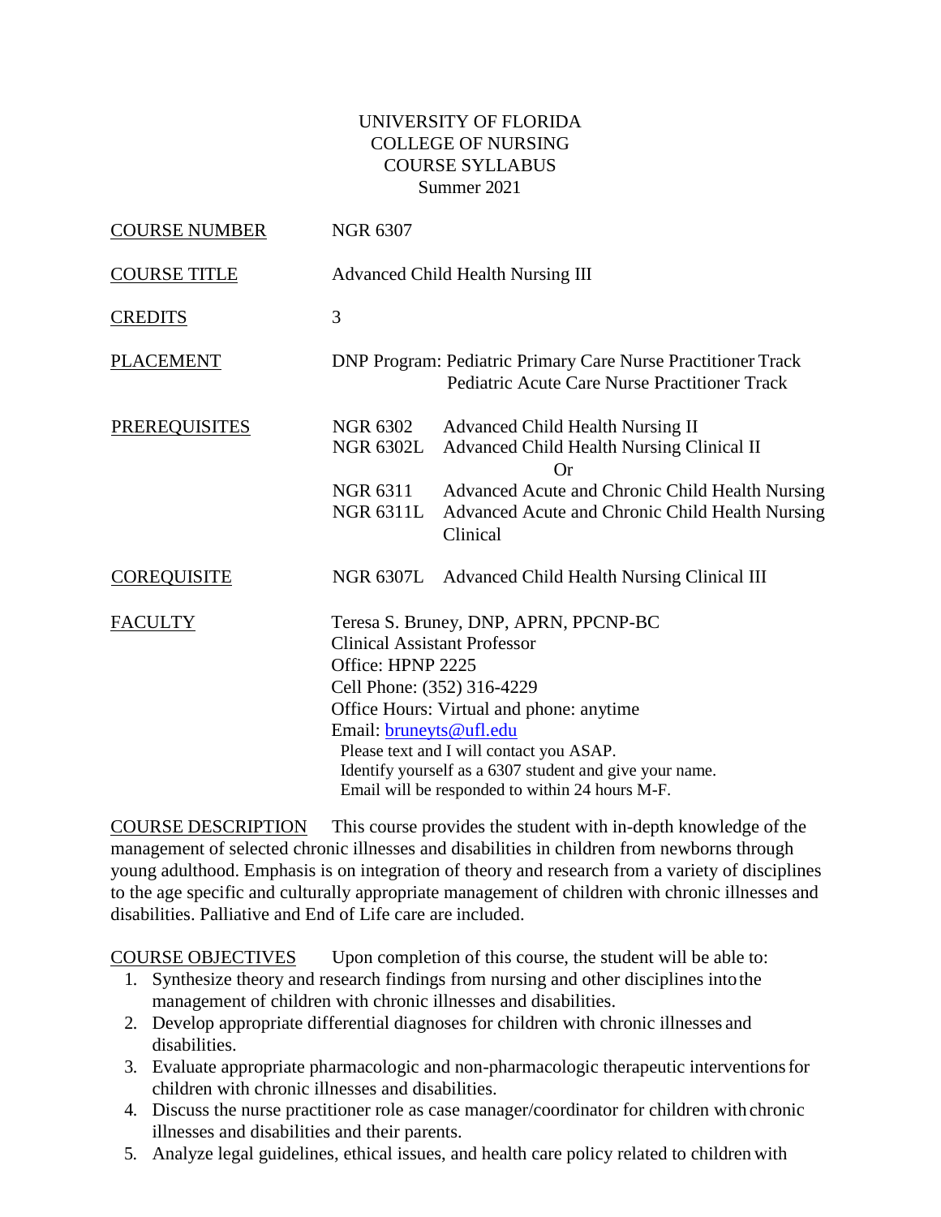UNIVERSITY OF FLORIDA
COLLEGE OF NURSING
COURSE SYLLABUS
Summer 2021

COURSE NUMBER: NGR 6307

COURSE TITLE: Advanced Child Health Nursing III

CREDITS: 3

PLACEMENT: DNP Program: Pediatric Primary Care Nurse Practitioner Track
Pediatric Acute Care Nurse Practitioner Track

PREREQUISITES:
NGR 6302 Advanced Child Health Nursing II
NGR 6302L Advanced Child Health Nursing Clinical II
Or
NGR 6311 Advanced Acute and Chronic Child Health Nursing
NGR 6311L Advanced Acute and Chronic Child Health Nursing Clinical

COREQUISITE: NGR 6307L Advanced Child Health Nursing Clinical III

FACULTY:
Teresa S. Bruney, DNP, APRN, PPCNP-BC
Clinical Assistant Professor
Office: HPNP 2225
Cell Phone: (352) 316-4229
Office Hours: Virtual and phone: anytime
Email: bruneyts@ufl.edu
Please text and I will contact you ASAP.
Identify yourself as a 6307 student and give your name.
Email will be responded to within 24 hours M-F.

COURSE DESCRIPTION This course provides the student with in-depth knowledge of the management of selected chronic illnesses and disabilities in children from newborns through young adulthood. Emphasis is on integration of theory and research from a variety of disciplines to the age specific and culturally appropriate management of children with chronic illnesses and disabilities. Palliative and End of Life care are included.

COURSE OBJECTIVES Upon completion of this course, the student will be able to:

1. Synthesize theory and research findings from nursing and other disciplines into the management of children with chronic illnesses and disabilities.
2. Develop appropriate differential diagnoses for children with chronic illnesses and disabilities.
3. Evaluate appropriate pharmacologic and non-pharmacologic therapeutic interventions for children with chronic illnesses and disabilities.
4. Discuss the nurse practitioner role as case manager/coordinator for children with chronic illnesses and disabilities and their parents.
5. Analyze legal guidelines, ethical issues, and health care policy related to children with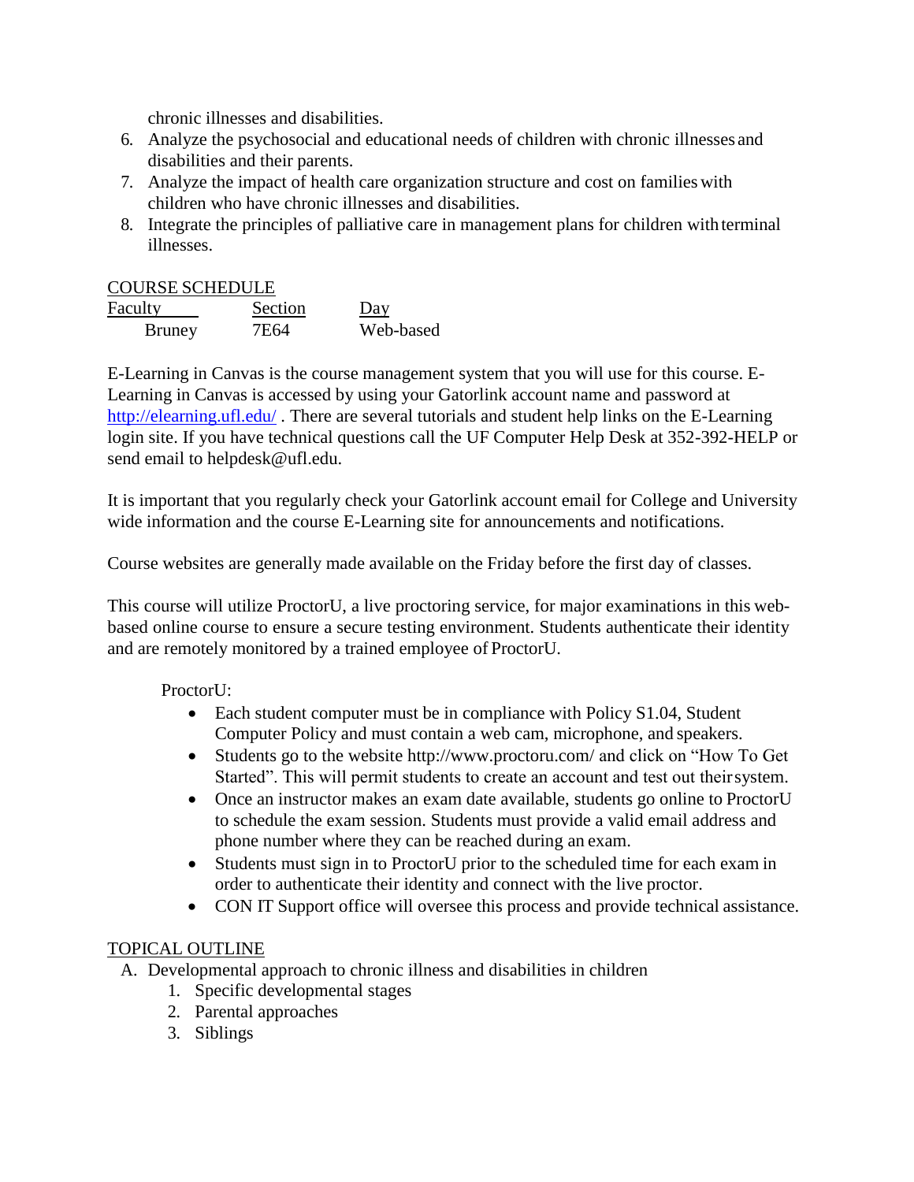chronic illnesses and disabilities.

6. Analyze the psychosocial and educational needs of children with chronic illnesses and disabilities and their parents.
7. Analyze the impact of health care organization structure and cost on families with children who have chronic illnesses and disabilities.
8. Integrate the principles of palliative care in management plans for children with terminal illnesses.

## COURSE SCHEDULE

| Faculty | Section | Day |
|---|---|---|
| Bruney | 7E64 | Web-based |

E-Learning in Canvas is the course management system that you will use for this course. E-Learning in Canvas is accessed by using your Gatorlink account name and password at [http://elearning.ufl.edu/](http://elearning.ufl.edu/) . There are several tutorials and student help links on the E-Learning login site. If you have technical questions call the UF Computer Help Desk at 352-392-HELP or send email to helpdesk@ufl.edu.

It is important that you regularly check your Gatorlink account email for College and University wide information and the course E-Learning site for announcements and notifications.

Course websites are generally made available on the Friday before the first day of classes.

This course will utilize ProctorU, a live proctoring service, for major examinations in this web-based online course to ensure a secure testing environment. Students authenticate their identity and are remotely monitored by a trained employee of ProctorU.

ProctorU:

- Each student computer must be in compliance with Policy S1.04, Student Computer Policy and must contain a web cam, microphone, and speakers.
- Students go to the website http://www.proctoru.com/ and click on "How To Get Started". This will permit students to create an account and test out their system.
- Once an instructor makes an exam date available, students go online to ProctorU to schedule the exam session. Students must provide a valid email address and phone number where they can be reached during an exam.
- Students must sign in to ProctorU prior to the scheduled time for each exam in order to authenticate their identity and connect with the live proctor.
- CON IT Support office will oversee this process and provide technical assistance.

## TOPICAL OUTLINE

A. Developmental approach to chronic illness and disabilities in children
   1. Specific developmental stages
   2. Parental approaches
   3. Siblings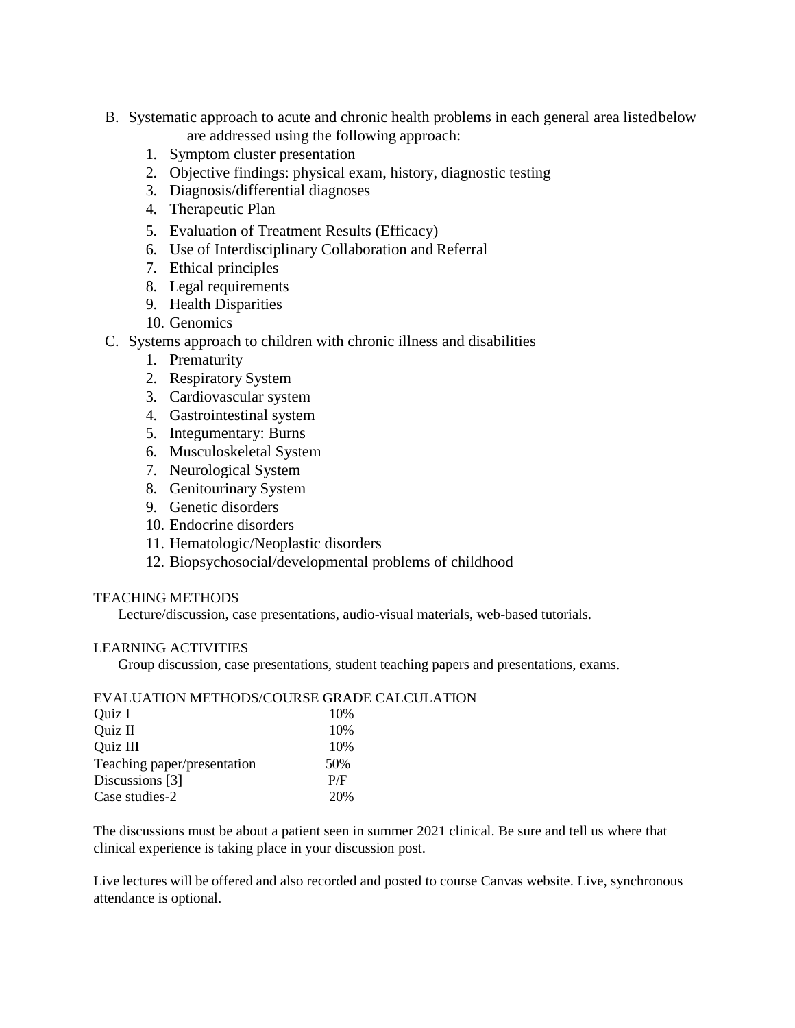B. Systematic approach to acute and chronic health problems in each general area listed below are addressed using the following approach:
    1. Symptom cluster presentation
    2. Objective findings: physical exam, history, diagnostic testing
    3. Diagnosis/differential diagnoses
    4. Therapeutic Plan
    5. Evaluation of Treatment Results (Efficacy)
    6. Use of Interdisciplinary Collaboration and Referral
    7. Ethical principles
    8. Legal requirements
    9. Health Disparities
    10. Genomics

C. Systems approach to children with chronic illness and disabilities
    1. Prematurity
    2. Respiratory System
    3. Cardiovascular system
    4. Gastrointestinal system
    5. Integumentary: Burns
    6. Musculoskeletal System
    7. Neurological System
    8. Genitourinary System
    9. Genetic disorders
    10. Endocrine disorders
    11. Hematologic/Neoplastic disorders
    12. Biopsychosocial/developmental problems of childhood

TEACHING METHODS

Lecture/discussion, case presentations, audio-visual materials, web-based tutorials.

LEARNING ACTIVITIES

Group discussion, case presentations, student teaching papers and presentations, exams.

EVALUATION METHODS/COURSE GRADE CALCULATION

| | |
|---|---|
| Quiz I | 10% |
| Quiz II | 10% |
| Quiz III | 10% |
| Teaching paper/presentation | 50% |
| Discussions [3] | P/F |
| Case studies-2 | 20% |

The discussions must be about a patient seen in summer 2021 clinical. Be sure and tell us where that clinical experience is taking place in your discussion post.

Live lectures will be offered and also recorded and posted to course Canvas website. Live, synchronous attendance is optional.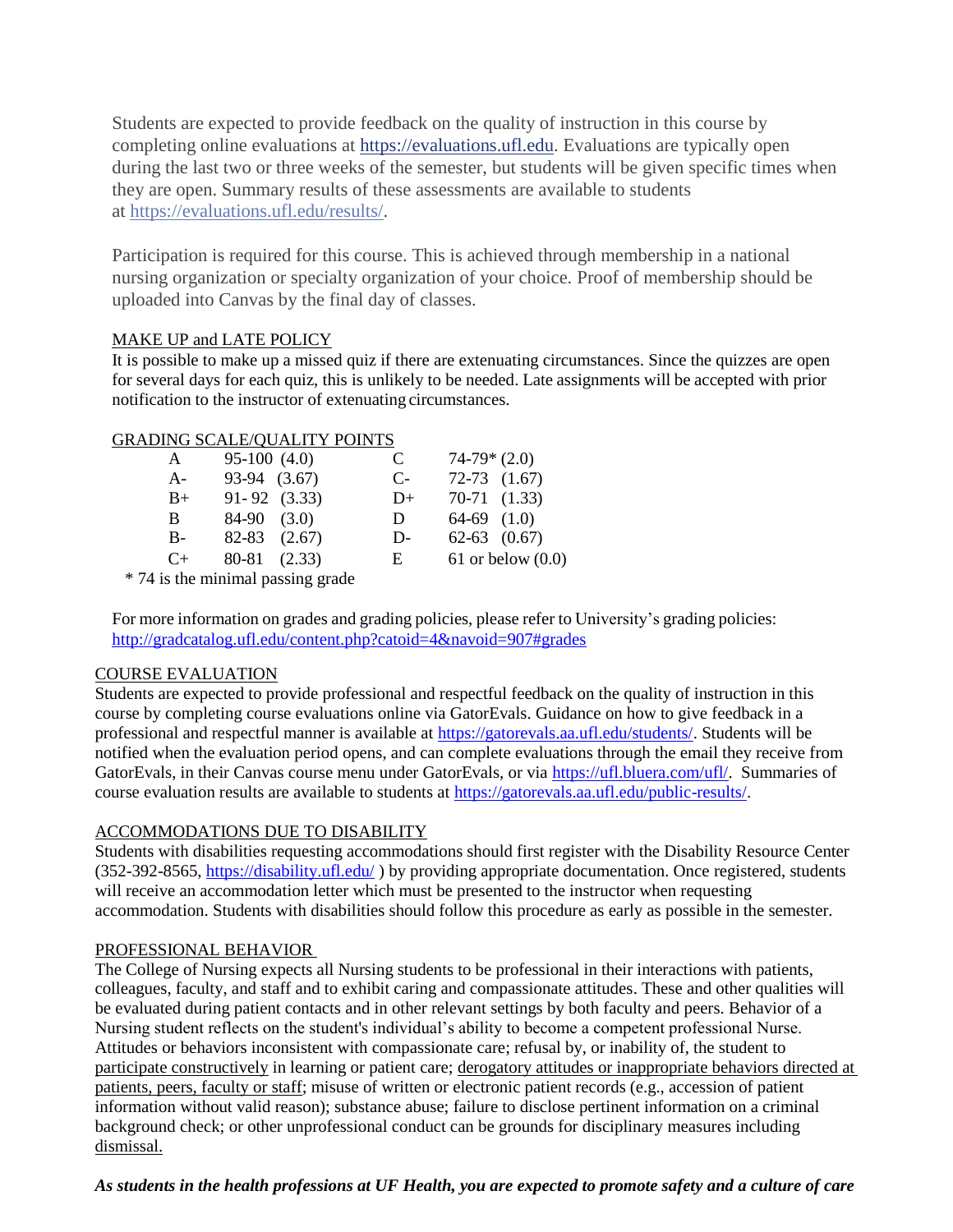Students are expected to provide feedback on the quality of instruction in this course by completing online evaluations at https://evaluations.ufl.edu. Evaluations are typically open during the last two or three weeks of the semester, but students will be given specific times when they are open. Summary results of these assessments are available to students at https://evaluations.ufl.edu/results/.

Participation is required for this course. This is achieved through membership in a national nursing organization or specialty organization of your choice. Proof of membership should be uploaded into Canvas by the final day of classes.

MAKE UP and LATE POLICY

It is possible to make up a missed quiz if there are extenuating circumstances. Since the quizzes are open for several days for each quiz, this is unlikely to be needed. Late assignments will be accepted with prior notification to the instructor of extenuating circumstances.

GRADING SCALE/QUALITY POINTS

| Grade | Range | Grade | Range |
|---|---|---|---|
| A | 95-100 (4.0) | C | 74-79* (2.0) |
| A- | 93-94 (3.67) | C- | 72-73 (1.67) |
| B+ | 91- 92 (3.33) | D+ | 70-71 (1.33) |
| B | 84-90 (3.0) | D | 64-69 (1.0) |
| B- | 82-83 (2.67) | D- | 62-63 (0.67) |
| C+ | 80-81 (2.33) | E | 61 or below (0.0) |

\* 74 is the minimal passing grade

For more information on grades and grading policies, please refer to University's grading policies: http://gradcatalog.ufl.edu/content.php?catoid=4&navoid=907#grades

COURSE EVALUATION

Students are expected to provide professional and respectful feedback on the quality of instruction in this course by completing course evaluations online via GatorEvals. Guidance on how to give feedback in a professional and respectful manner is available at https://gatorevals.aa.ufl.edu/students/. Students will be notified when the evaluation period opens, and can complete evaluations through the email they receive from GatorEvals, in their Canvas course menu under GatorEvals, or via https://ufl.bluera.com/ufl/. Summaries of course evaluation results are available to students at https://gatorevals.aa.ufl.edu/public-results/.

ACCOMMODATIONS DUE TO DISABILITY

Students with disabilities requesting accommodations should first register with the Disability Resource Center (352-392-8565, https://disability.ufl.edu/ ) by providing appropriate documentation. Once registered, students will receive an accommodation letter which must be presented to the instructor when requesting accommodation. Students with disabilities should follow this procedure as early as possible in the semester.

PROFESSIONAL BEHAVIOR

The College of Nursing expects all Nursing students to be professional in their interactions with patients, colleagues, faculty, and staff and to exhibit caring and compassionate attitudes. These and other qualities will be evaluated during patient contacts and in other relevant settings by both faculty and peers. Behavior of a Nursing student reflects on the student's individual's ability to become a competent professional Nurse. Attitudes or behaviors inconsistent with compassionate care; refusal by, or inability of, the student to participate constructively in learning or patient care; derogatory attitudes or inappropriate behaviors directed at patients, peers, faculty or staff; misuse of written or electronic patient records (e.g., accession of patient information without valid reason); substance abuse; failure to disclose pertinent information on a criminal background check; or other unprofessional conduct can be grounds for disciplinary measures including dismissal.

***As students in the health professions at UF Health, you are expected to promote safety and a culture of care***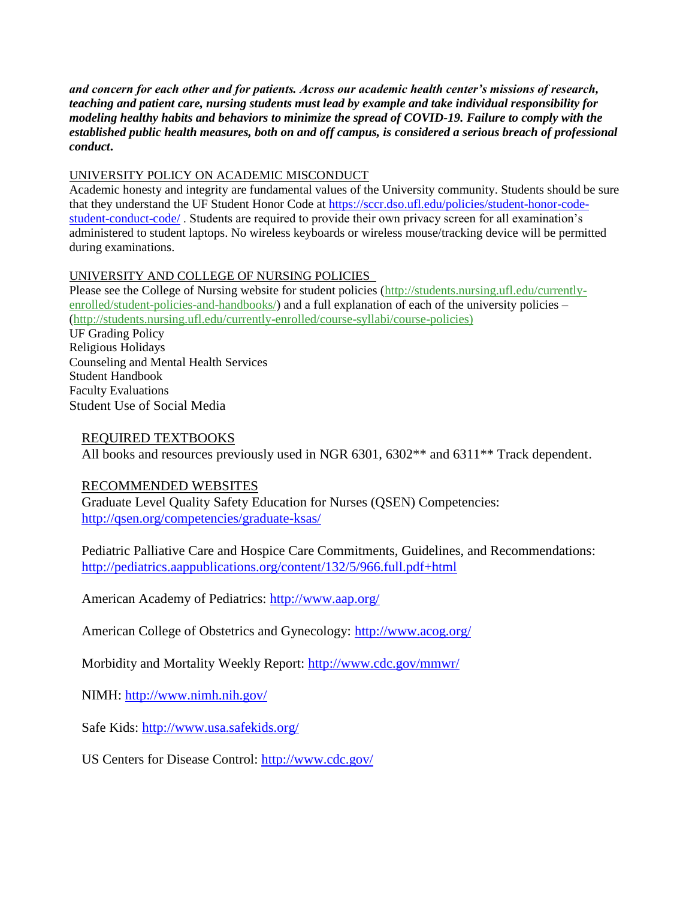***and concern for each other and for patients. Across our academic health center's missions of research, teaching and patient care, nursing students must lead by example and take individual responsibility for modeling healthy habits and behaviors to minimize the spread of COVID-19. Failure to comply with the established public health measures, both on and off campus, is considered a serious breach of professional conduct.***

UNIVERSITY POLICY ON ACADEMIC MISCONDUCT

Academic honesty and integrity are fundamental values of the University community. Students should be sure that they understand the UF Student Honor Code at https://sccr.dso.ufl.edu/policies/student-honor-code-student-conduct-code/ . Students are required to provide their own privacy screen for all examination's administered to student laptops. No wireless keyboards or wireless mouse/tracking device will be permitted during examinations.

UNIVERSITY AND COLLEGE OF NURSING POLICIES

Please see the College of Nursing website for student policies (http://students.nursing.ufl.edu/currently-enrolled/student-policies-and-handbooks/) and a full explanation of each of the university policies – (http://students.nursing.ufl.edu/currently-enrolled/course-syllabi/course-policies)

UF Grading Policy
Religious Holidays
Counseling and Mental Health Services
Student Handbook
Faculty Evaluations
Student Use of Social Media

REQUIRED TEXTBOOKS

All books and resources previously used in NGR 6301, 6302** and 6311** Track dependent.

RECOMMENDED WEBSITES

Graduate Level Quality Safety Education for Nurses (QSEN) Competencies: http://qsen.org/competencies/graduate-ksas/

Pediatric Palliative Care and Hospice Care Commitments, Guidelines, and Recommendations: http://pediatrics.aappublications.org/content/132/5/966.full.pdf+html

American Academy of Pediatrics: http://www.aap.org/

American College of Obstetrics and Gynecology: http://www.acog.org/

Morbidity and Mortality Weekly Report: http://www.cdc.gov/mmwr/

NIMH: http://www.nimh.nih.gov/

Safe Kids: http://www.usa.safekids.org/

US Centers for Disease Control: http://www.cdc.gov/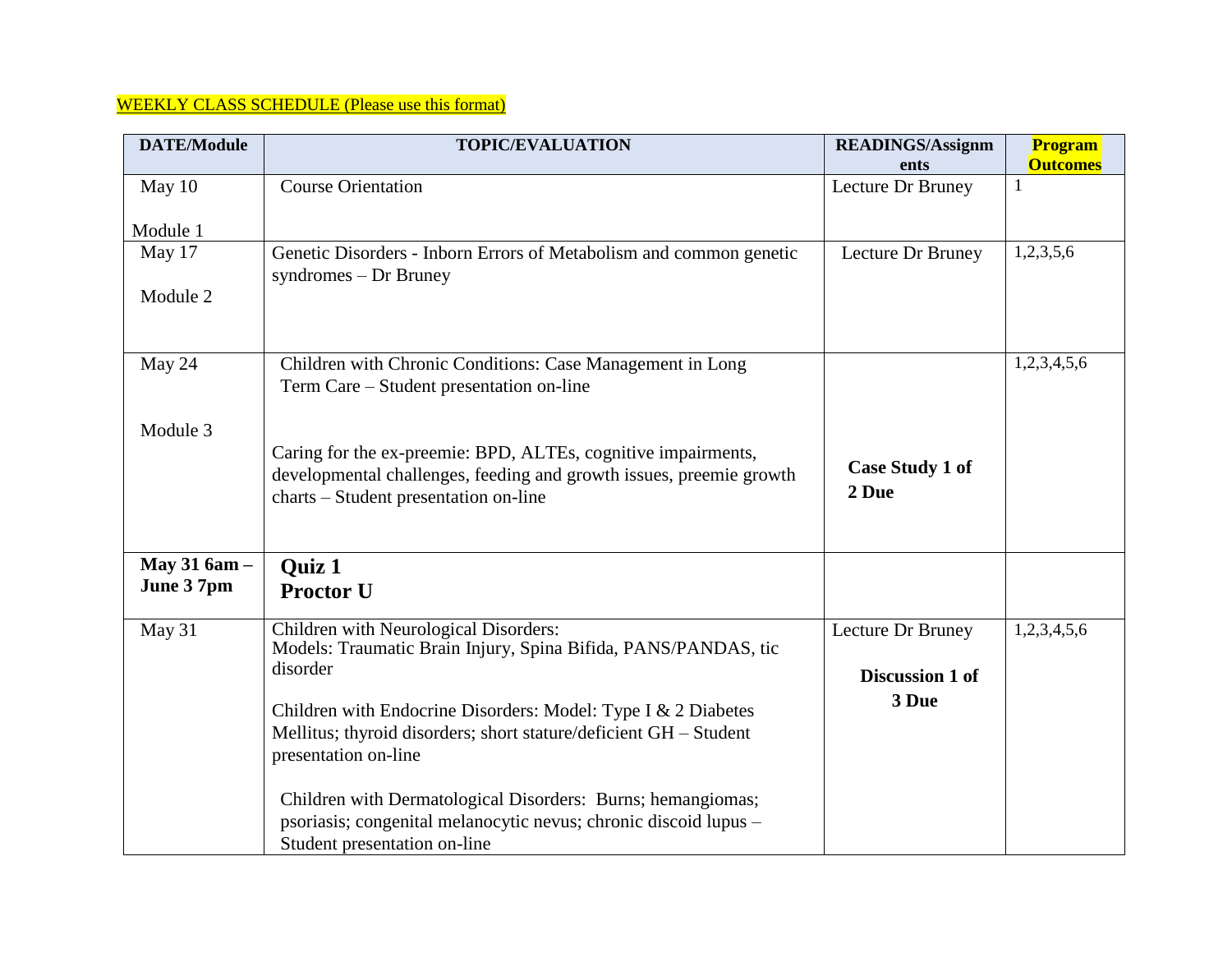WEEKLY CLASS SCHEDULE (Please use this format)

| DATE/Module | TOPIC/EVALUATION | READINGS/Assignments | Program Outcomes |
|---|---|---|---|
| May 10<br><br>Module 1 | Course Orientation | Lecture Dr Bruney | 1 |
| May 17<br><br>Module 2 | Genetic Disorders - Inborn Errors of Metabolism and common genetic syndromes – Dr Bruney | Lecture Dr Bruney | 1,2,3,5,6 |
| May 24<br><br>Module 3 | Children with Chronic Conditions: Case Management in Long Term Care – Student presentation on-line<br><br>Caring for the ex-preemie: BPD, ALTEs, cognitive impairments, developmental challenges, feeding and growth issues, preemie growth charts – Student presentation on-line | **Case Study 1 of 2 Due** | 1,2,3,4,5,6 |
| **May 31 6am – June 3 7pm** | **Quiz 1**<br>**Proctor U** | | |
| May 31 | Children with Neurological Disorders:<br>Models: Traumatic Brain Injury, Spina Bifida, PANS/PANDAS, tic disorder<br><br>Children with Endocrine Disorders: Model: Type I & 2 Diabetes Mellitus; thyroid disorders; short stature/deficient GH – Student presentation on-line<br><br>Children with Dermatological Disorders: Burns; hemangiomas; psoriasis; congenital melanocytic nevus; chronic discoid lupus – Student presentation on-line | Lecture Dr Bruney<br><br>**Discussion 1 of 3 Due** | 1,2,3,4,5,6 |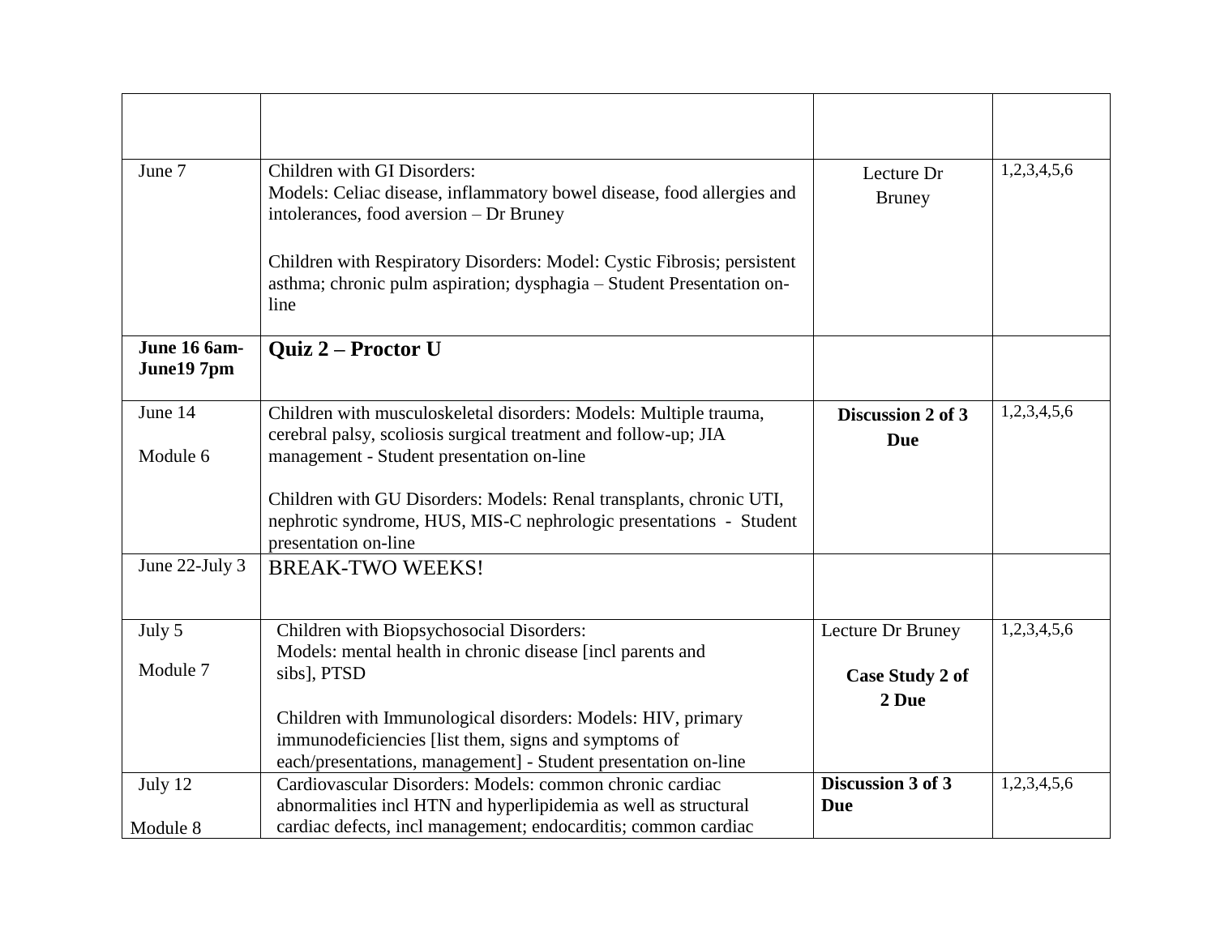| | | | |
|---|---|---|---|
| June 7 | Children with GI Disorders:<br>Models: Celiac disease, inflammatory bowel disease, food allergies and intolerances, food aversion – Dr Bruney<br><br>Children with Respiratory Disorders: Model: Cystic Fibrosis; persistent asthma; chronic pulm aspiration; dysphagia – Student Presentation on-line | Lecture Dr Bruney | 1,2,3,4,5,6 |
| **June 16 6am-June19 7pm** | **Quiz 2 – Proctor U** | | |
| June 14<br><br>Module 6 | Children with musculoskeletal disorders: Models: Multiple trauma, cerebral palsy, scoliosis surgical treatment and follow-up; JIA management - Student presentation on-line<br><br>Children with GU Disorders: Models: Renal transplants, chronic UTI, nephrotic syndrome, HUS, MIS-C nephrologic presentations - Student presentation on-line | **Discussion 2 of 3 Due** | 1,2,3,4,5,6 |
| June 22-July 3 | BREAK-TWO WEEKS! | | |
| July 5<br><br>Module 7 | Children with Biopsychosocial Disorders:<br>Models: mental health in chronic disease [incl parents and sibs], PTSD<br><br>Children with Immunological disorders: Models: HIV, primary immunodeficiencies [list them, signs and symptoms of each/presentations, management] - Student presentation on-line | Lecture Dr Bruney<br><br>**Case Study 2 of 2 Due** | 1,2,3,4,5,6 |
| July 12<br><br>Module 8 | Cardiovascular Disorders: Models: common chronic cardiac abnormalities incl HTN and hyperlipidemia as well as structural cardiac defects, incl management; endocarditis; common cardiac | **Discussion 3 of 3 Due** | 1,2,3,4,5,6 |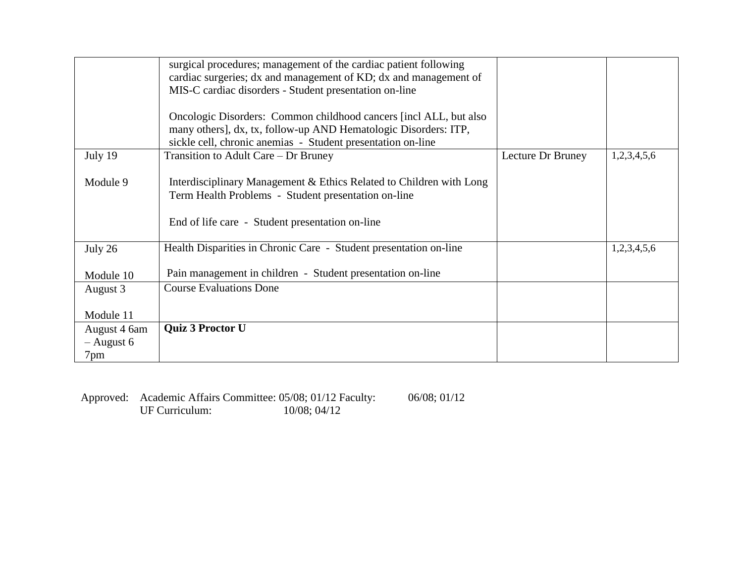| | | | |
|---|---|---|---|
| | surgical procedures; management of the cardiac patient following cardiac surgeries; dx and management of KD; dx and management of MIS-C cardiac disorders - Student presentation on-line<br><br>Oncologic Disorders: Common childhood cancers [incl ALL, but also many others], dx, tx, follow-up AND Hematologic Disorders: ITP, sickle cell, chronic anemias - Student presentation on-line | | |
| July 19<br><br>Module 9 | Transition to Adult Care – Dr Bruney<br><br>Interdisciplinary Management & Ethics Related to Children with Long Term Health Problems - Student presentation on-line<br><br>End of life care - Student presentation on-line | Lecture Dr Bruney | 1,2,3,4,5,6 |
| July 26<br><br>Module 10 | Health Disparities in Chronic Care - Student presentation on-line<br><br>Pain management in children - Student presentation on-line | | 1,2,3,4,5,6 |
| August 3<br><br>Module 11 | Course Evaluations Done | | |
| August 4 6am – August 6 7pm | **Quiz 3 Proctor U** | | |

Approved: Academic Affairs Committee: 05/08; 01/12 Faculty: 06/08; 01/12
UF Curriculum: 10/08; 04/12